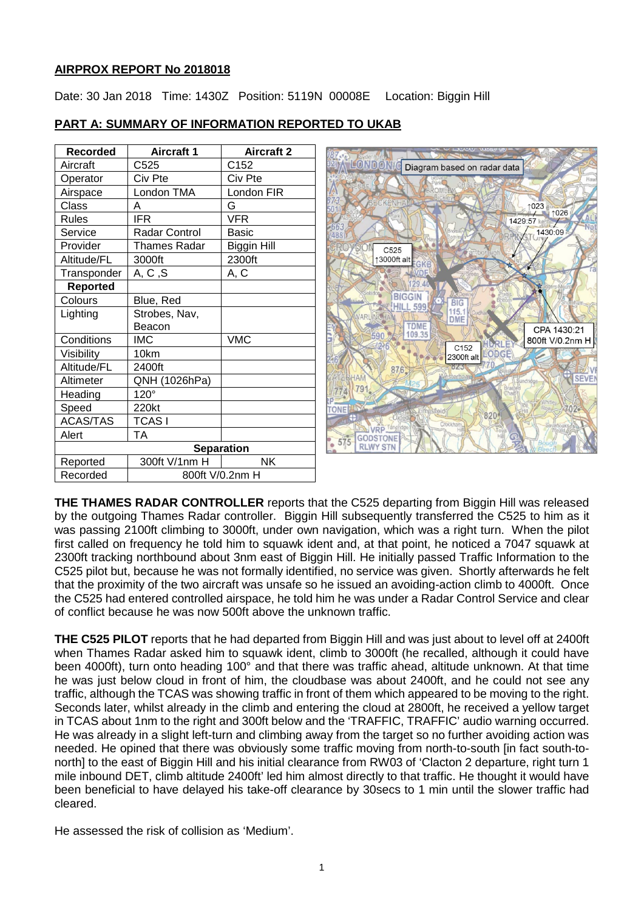## AIRPROX REPORT No 2018018

Date: 30 Jan 2018 Time: 1430Z Position: 5119N 00008E Location: Biggin Hill

## PART A: SUMMARY OF INFORMATION REPORTED TO UKAB

| Recorded | Aircraft 1 | Aircraft 2 |
|---|---|---|
| Aircraft | C525 | C152 |
| Operator | Civ Pte | Civ Pte |
| Airspace | London TMA | London FIR |
| Class | A | G |
| Rules | IFR | VFR |
| Service | Radar Control | Basic |
| Provider | Thames Radar | Biggin Hill |
| Altitude/FL | 3000ft | 2300ft |
| Transponder | A, C ,S | A, C |
| **Reported** | | |
| Colours | Blue, Red | |
| Lighting | Strobes, Nav, Beacon | |
| Conditions | IMC | VMC |
| Visibility | 10km | |
| Altitude/FL | 2400ft | |
| Altimeter | QNH (1026hPa) | |
| Heading | 120° | |
| Speed | 220kt | |
| ACAS/TAS | TCAS I | |
| Alert | TA | |
| **Separation** | | |
| Reported | 300ft V/1nm H | NK |
| Recorded | 800ft V/0.2nm H | |

Diagram based on radar data

**THE THAMES RADAR CONTROLLER** reports that the C525 departing from Biggin Hill was released by the outgoing Thames Radar controller. Biggin Hill subsequently transferred the C525 to him as it was passing 2100ft climbing to 3000ft, under own navigation, which was a right turn. When the pilot first called on frequency he told him to squawk ident and, at that point, he noticed a 7047 squawk at 2300ft tracking northbound about 3nm east of Biggin Hill. He initially passed Traffic Information to the C525 pilot but, because he was not formally identified, no service was given. Shortly afterwards he felt that the proximity of the two aircraft was unsafe so he issued an avoiding-action climb to 4000ft. Once the C525 had entered controlled airspace, he told him he was under a Radar Control Service and clear of conflict because he was now 500ft above the unknown traffic.

**THE C525 PILOT** reports that he had departed from Biggin Hill and was just about to level off at 2400ft when Thames Radar asked him to squawk ident, climb to 3000ft (he recalled, although it could have been 4000ft), turn onto heading 100° and that there was traffic ahead, altitude unknown. At that time he was just below cloud in front of him, the cloudbase was about 2400ft, and he could not see any traffic, although the TCAS was showing traffic in front of them which appeared to be moving to the right. Seconds later, whilst already in the climb and entering the cloud at 2800ft, he received a yellow target in TCAS about 1nm to the right and 300ft below and the 'TRAFFIC, TRAFFIC' audio warning occurred. He was already in a slight left-turn and climbing away from the target so no further avoiding action was needed. He opined that there was obviously some traffic moving from north-to-south [in fact south-to-north] to the east of Biggin Hill and his initial clearance from RW03 of 'Clacton 2 departure, right turn 1 mile inbound DET, climb altitude 2400ft' led him almost directly to that traffic. He thought it would have been beneficial to have delayed his take-off clearance by 30secs to 1 min until the slower traffic had cleared.

He assessed the risk of collision as 'Medium'.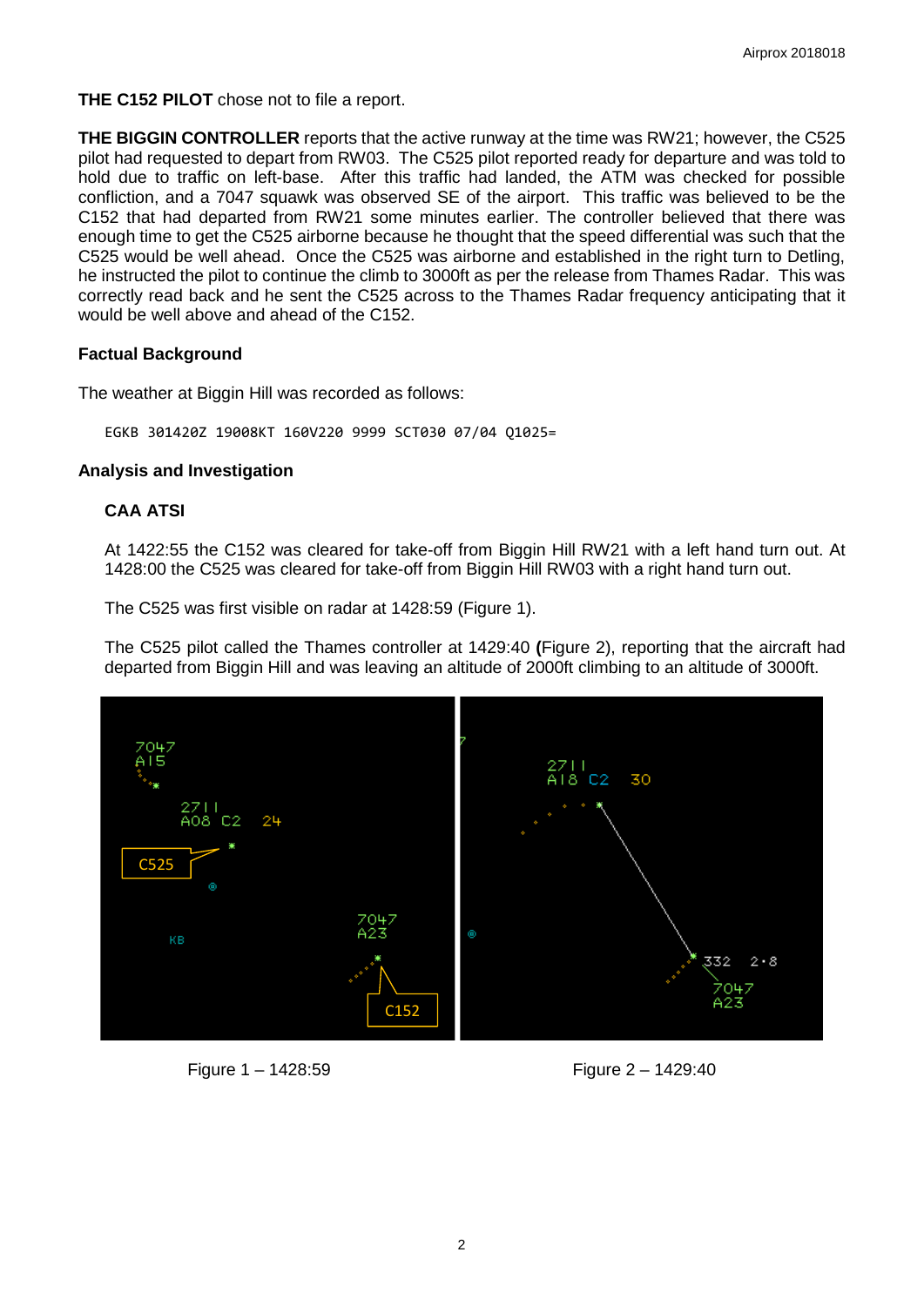**THE C152 PILOT** chose not to file a report.

**THE BIGGIN CONTROLLER** reports that the active runway at the time was RW21; however, the C525 pilot had requested to depart from RW03. The C525 pilot reported ready for departure and was told to hold due to traffic on left-base. After this traffic had landed, the ATM was checked for possible confliction, and a 7047 squawk was observed SE of the airport. This traffic was believed to be the C152 that had departed from RW21 some minutes earlier. The controller believed that there was enough time to get the C525 airborne because he thought that the speed differential was such that the C525 would be well ahead. Once the C525 was airborne and established in the right turn to Detling, he instructed the pilot to continue the climb to 3000ft as per the release from Thames Radar. This was correctly read back and he sent the C525 across to the Thames Radar frequency anticipating that it would be well above and ahead of the C152.

### Factual Background

The weather at Biggin Hill was recorded as follows:

```
EGKB 301420Z 19008KT 160V220 9999 SCT030 07/04 Q1025=
```

### Analysis and Investigation

#### CAA ATSI

At 1422:55 the C152 was cleared for take-off from Biggin Hill RW21 with a left hand turn out. At 1428:00 the C525 was cleared for take-off from Biggin Hill RW03 with a right hand turn out.

The C525 was first visible on radar at 1428:59 (Figure 1).

The C525 pilot called the Thames controller at 1429:40 **(**Figure 2), reporting that the aircraft had departed from Biggin Hill and was leaving an altitude of 2000ft climbing to an altitude of 3000ft.

Figure 1 – 1428:59

Figure 2 – 1429:40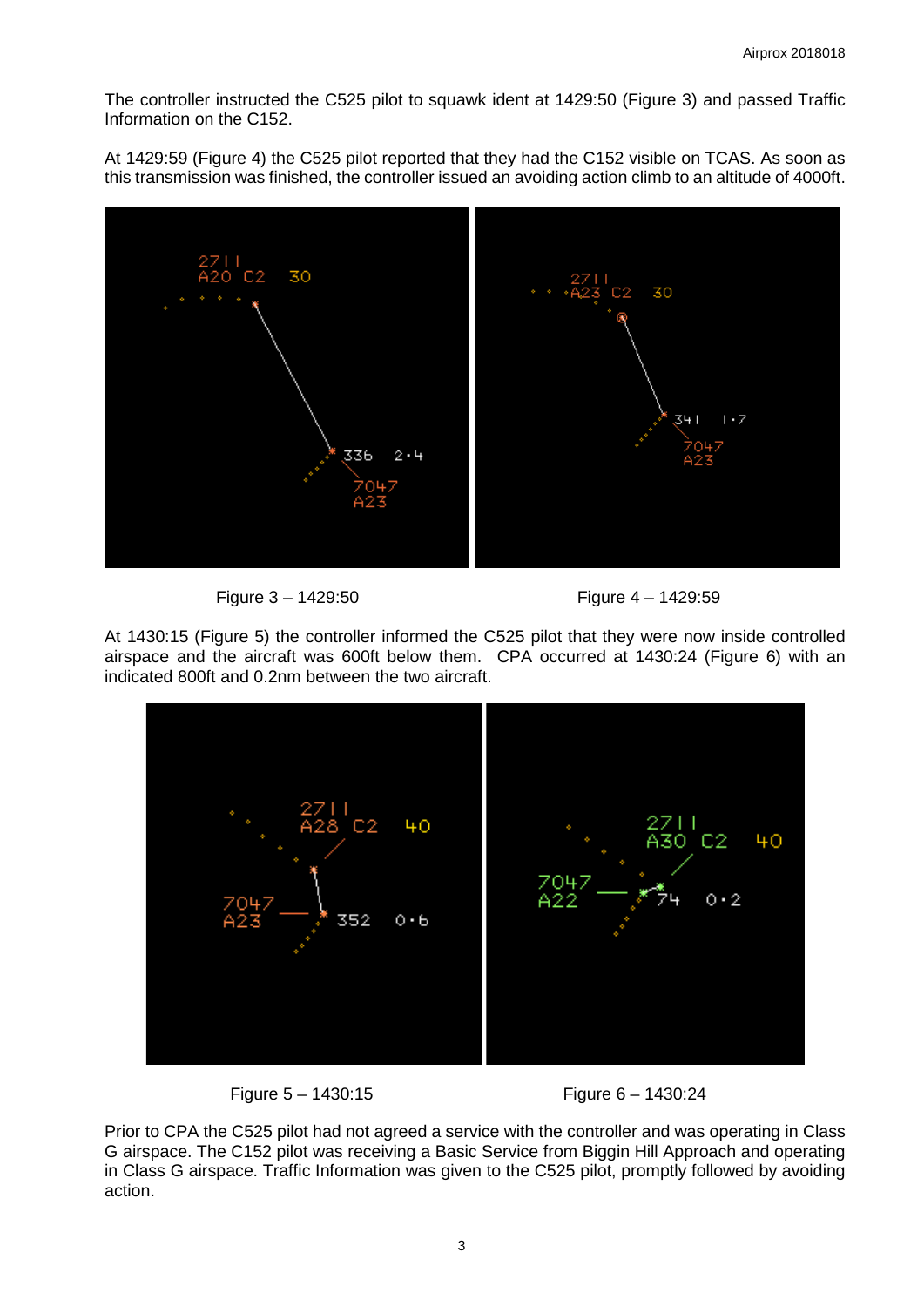The controller instructed the C525 pilot to squawk ident at 1429:50 (Figure 3) and passed Traffic Information on the C152.

At 1429:59 (Figure 4) the C525 pilot reported that they had the C152 visible on TCAS. As soon as this transmission was finished, the controller issued an avoiding action climb to an altitude of 4000ft.

Figure 3 – 1429:50

Figure 4 – 1429:59

At 1430:15 (Figure 5) the controller informed the C525 pilot that they were now inside controlled airspace and the aircraft was 600ft below them. CPA occurred at 1430:24 (Figure 6) with an indicated 800ft and 0.2nm between the two aircraft.

Figure 5 – 1430:15

Figure 6 – 1430:24

Prior to CPA the C525 pilot had not agreed a service with the controller and was operating in Class G airspace. The C152 pilot was receiving a Basic Service from Biggin Hill Approach and operating in Class G airspace. Traffic Information was given to the C525 pilot, promptly followed by avoiding action.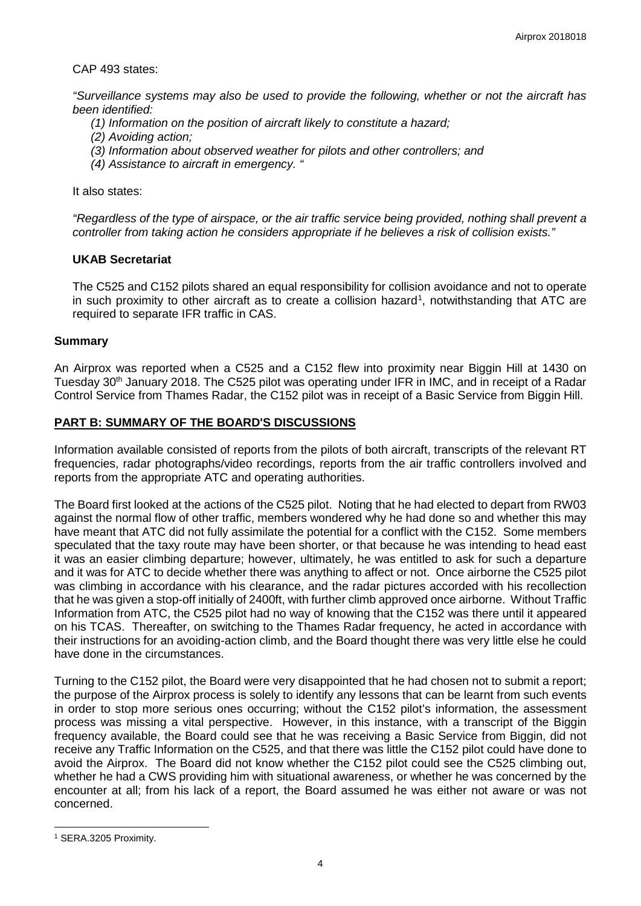CAP 493 states:

*"Surveillance systems may also be used to provide the following, whether or not the aircraft has been identified:*

*(1) Information on the position of aircraft likely to constitute a hazard;*

*(2) Avoiding action;*

*(3) Information about observed weather for pilots and other controllers; and*

*(4) Assistance to aircraft in emergency. "*

It also states:

*"Regardless of the type of airspace, or the air traffic service being provided, nothing shall prevent a controller from taking action he considers appropriate if he believes a risk of collision exists."*

### UKAB Secretariat

The C525 and C152 pilots shared an equal responsibility for collision avoidance and not to operate in such proximity to other aircraft as to create a collision hazard[1], notwithstanding that ATC are required to separate IFR traffic in CAS.

## Summary

An Airprox was reported when a C525 and a C152 flew into proximity near Biggin Hill at 1430 on Tuesday 30th January 2018. The C525 pilot was operating under IFR in IMC, and in receipt of a Radar Control Service from Thames Radar, the C152 pilot was in receipt of a Basic Service from Biggin Hill.

## PART B: SUMMARY OF THE BOARD'S DISCUSSIONS

Information available consisted of reports from the pilots of both aircraft, transcripts of the relevant RT frequencies, radar photographs/video recordings, reports from the air traffic controllers involved and reports from the appropriate ATC and operating authorities.

The Board first looked at the actions of the C525 pilot. Noting that he had elected to depart from RW03 against the normal flow of other traffic, members wondered why he had done so and whether this may have meant that ATC did not fully assimilate the potential for a conflict with the C152. Some members speculated that the taxy route may have been shorter, or that because he was intending to head east it was an easier climbing departure; however, ultimately, he was entitled to ask for such a departure and it was for ATC to decide whether there was anything to affect or not. Once airborne the C525 pilot was climbing in accordance with his clearance, and the radar pictures accorded with his recollection that he was given a stop-off initially of 2400ft, with further climb approved once airborne. Without Traffic Information from ATC, the C525 pilot had no way of knowing that the C152 was there until it appeared on his TCAS. Thereafter, on switching to the Thames Radar frequency, he acted in accordance with their instructions for an avoiding-action climb, and the Board thought there was very little else he could have done in the circumstances.

Turning to the C152 pilot, the Board were very disappointed that he had chosen not to submit a report; the purpose of the Airprox process is solely to identify any lessons that can be learnt from such events in order to stop more serious ones occurring; without the C152 pilot's information, the assessment process was missing a vital perspective. However, in this instance, with a transcript of the Biggin frequency available, the Board could see that he was receiving a Basic Service from Biggin, did not receive any Traffic Information on the C525, and that there was little the C152 pilot could have done to avoid the Airprox. The Board did not know whether the C152 pilot could see the C525 climbing out, whether he had a CWS providing him with situational awareness, or whether he was concerned by the encounter at all; from his lack of a report, the Board assumed he was either not aware or was not concerned.

---

[1] SERA.3205 Proximity.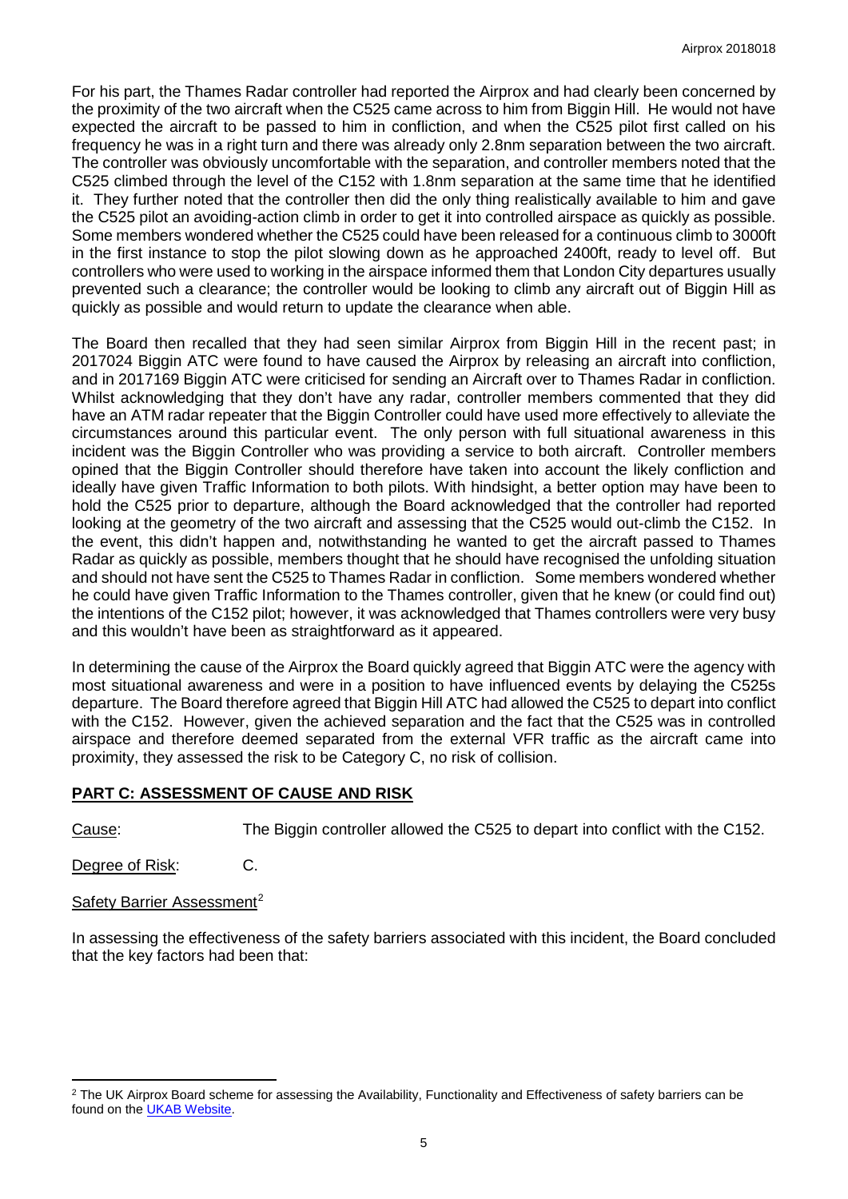For his part, the Thames Radar controller had reported the Airprox and had clearly been concerned by the proximity of the two aircraft when the C525 came across to him from Biggin Hill. He would not have expected the aircraft to be passed to him in confliction, and when the C525 pilot first called on his frequency he was in a right turn and there was already only 2.8nm separation between the two aircraft. The controller was obviously uncomfortable with the separation, and controller members noted that the C525 climbed through the level of the C152 with 1.8nm separation at the same time that he identified it. They further noted that the controller then did the only thing realistically available to him and gave the C525 pilot an avoiding-action climb in order to get it into controlled airspace as quickly as possible. Some members wondered whether the C525 could have been released for a continuous climb to 3000ft in the first instance to stop the pilot slowing down as he approached 2400ft, ready to level off. But controllers who were used to working in the airspace informed them that London City departures usually prevented such a clearance; the controller would be looking to climb any aircraft out of Biggin Hill as quickly as possible and would return to update the clearance when able.

The Board then recalled that they had seen similar Airprox from Biggin Hill in the recent past; in 2017024 Biggin ATC were found to have caused the Airprox by releasing an aircraft into confliction, and in 2017169 Biggin ATC were criticised for sending an Aircraft over to Thames Radar in confliction. Whilst acknowledging that they don't have any radar, controller members commented that they did have an ATM radar repeater that the Biggin Controller could have used more effectively to alleviate the circumstances around this particular event. The only person with full situational awareness in this incident was the Biggin Controller who was providing a service to both aircraft. Controller members opined that the Biggin Controller should therefore have taken into account the likely confliction and ideally have given Traffic Information to both pilots. With hindsight, a better option may have been to hold the C525 prior to departure, although the Board acknowledged that the controller had reported looking at the geometry of the two aircraft and assessing that the C525 would out-climb the C152. In the event, this didn't happen and, notwithstanding he wanted to get the aircraft passed to Thames Radar as quickly as possible, members thought that he should have recognised the unfolding situation and should not have sent the C525 to Thames Radar in confliction. Some members wondered whether he could have given Traffic Information to the Thames controller, given that he knew (or could find out) the intentions of the C152 pilot; however, it was acknowledged that Thames controllers were very busy and this wouldn't have been as straightforward as it appeared.

In determining the cause of the Airprox the Board quickly agreed that Biggin ATC were the agency with most situational awareness and were in a position to have influenced events by delaying the C525s departure. The Board therefore agreed that Biggin Hill ATC had allowed the C525 to depart into conflict with the C152. However, given the achieved separation and the fact that the C525 was in controlled airspace and therefore deemed separated from the external VFR traffic as the aircraft came into proximity, they assessed the risk to be Category C, no risk of collision.

## PART C: ASSESSMENT OF CAUSE AND RISK

Cause: The Biggin controller allowed the C525 to depart into conflict with the C152.

Degree of Risk: C.

Safety Barrier Assessment[2]

In assessing the effectiveness of the safety barriers associated with this incident, the Board concluded that the key factors had been that:

[2] The UK Airprox Board scheme for assessing the Availability, Functionality and Effectiveness of safety barriers can be found on the UKAB Website.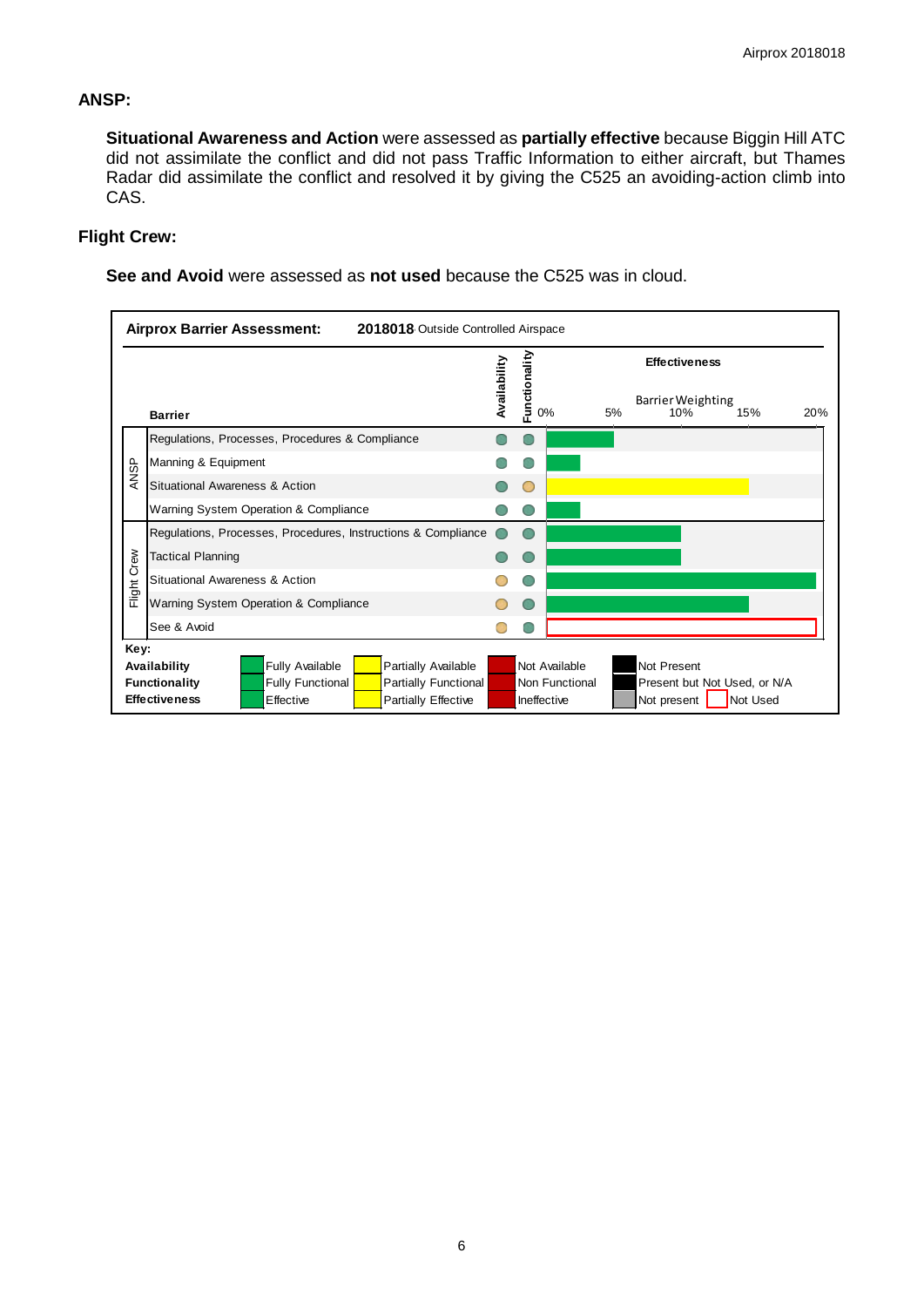## ANSP:

**Situational Awareness and Action** were assessed as **partially effective** because Biggin Hill ATC did not assimilate the conflict and did not pass Traffic Information to either aircraft, but Thames Radar did assimilate the conflict and resolved it by giving the C525 an avoiding-action climb into CAS.

## Flight Crew:

**See and Avoid** were assessed as **not used** because the C525 was in cloud.

**Airprox Barrier Assessment:** **2018018** Outside Controlled Airspace

Barrier | Availability | Functionality | Effectiveness

Barrier Weighting: 0% 5% 10% 15% 20%

ANSP:
- Regulations, Processes, Procedures & Compliance
- Manning & Equipment
- Situational Awareness & Action
- Warning System Operation & Compliance

Flight Crew:
- Regulations, Processes, Procedures, Instructions & Compliance
- Tactical Planning
- Situational Awareness & Action
- Warning System Operation & Compliance
- See & Avoid

Key:

| | | | | |
|---|---|---|---|---|
| **Availability** | Fully Available | Partially Available | Not Available | Not Present |
| **Functionality** | Fully Functional | Partially Functional | Non Functional | Present but Not Used, or N/A |
| **Effectiveness** | Effective | Partially Effective | Ineffective | Not present / Not Used |